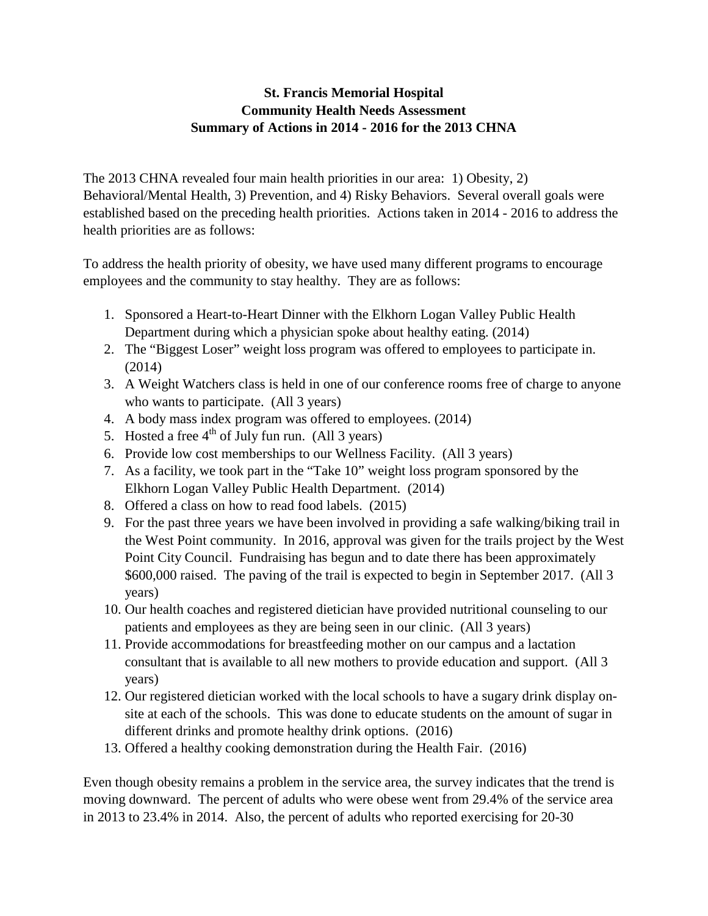# St. Francis Memorial Hospital
## Community Health Needs Assessment
## Summary of Actions in 2014 - 2016 for the 2013 CHNA

The 2013 CHNA revealed four main health priorities in our area: 1) Obesity, 2) Behavioral/Mental Health, 3) Prevention, and 4) Risky Behaviors. Several overall goals were established based on the preceding health priorities. Actions taken in 2014 - 2016 to address the health priorities are as follows:

To address the health priority of obesity, we have used many different programs to encourage employees and the community to stay healthy. They are as follows:

1. Sponsored a Heart-to-Heart Dinner with the Elkhorn Logan Valley Public Health Department during which a physician spoke about healthy eating. (2014)
2. The "Biggest Loser" weight loss program was offered to employees to participate in. (2014)
3. A Weight Watchers class is held in one of our conference rooms free of charge to anyone who wants to participate. (All 3 years)
4. A body mass index program was offered to employees. (2014)
5. Hosted a free 4th of July fun run. (All 3 years)
6. Provide low cost memberships to our Wellness Facility. (All 3 years)
7. As a facility, we took part in the "Take 10" weight loss program sponsored by the Elkhorn Logan Valley Public Health Department. (2014)
8. Offered a class on how to read food labels. (2015)
9. For the past three years we have been involved in providing a safe walking/biking trail in the West Point community. In 2016, approval was given for the trails project by the West Point City Council. Fundraising has begun and to date there has been approximately $600,000 raised. The paving of the trail is expected to begin in September 2017. (All 3 years)
10. Our health coaches and registered dietician have provided nutritional counseling to our patients and employees as they are being seen in our clinic. (All 3 years)
11. Provide accommodations for breastfeeding mother on our campus and a lactation consultant that is available to all new mothers to provide education and support. (All 3 years)
12. Our registered dietician worked with the local schools to have a sugary drink display on-site at each of the schools. This was done to educate students on the amount of sugar in different drinks and promote healthy drink options. (2016)
13. Offered a healthy cooking demonstration during the Health Fair. (2016)

Even though obesity remains a problem in the service area, the survey indicates that the trend is moving downward. The percent of adults who were obese went from 29.4% of the service area in 2013 to 23.4% in 2014. Also, the percent of adults who reported exercising for 20-30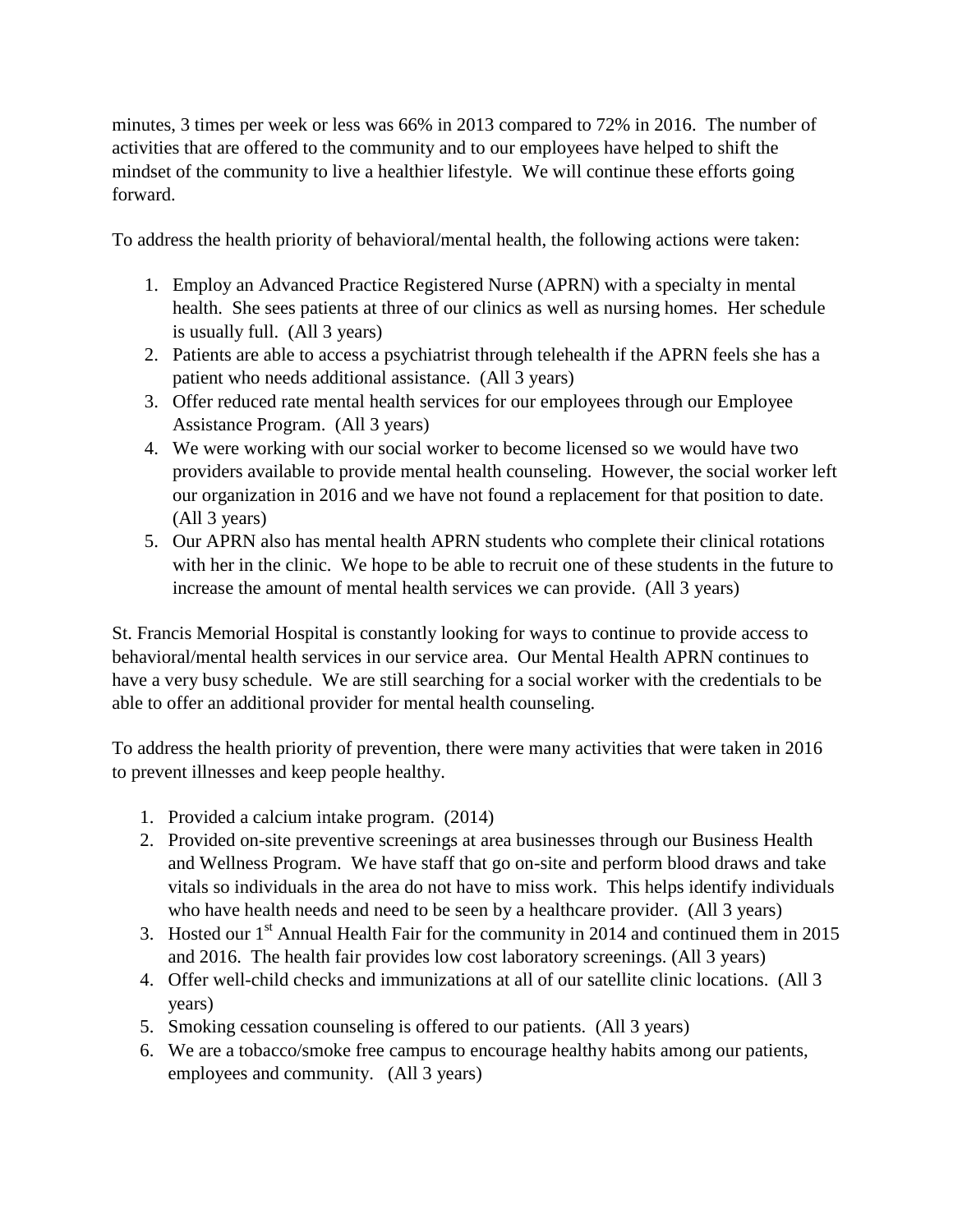minutes, 3 times per week or less was 66% in 2013 compared to 72% in 2016. The number of activities that are offered to the community and to our employees have helped to shift the mindset of the community to live a healthier lifestyle. We will continue these efforts going forward.

To address the health priority of behavioral/mental health, the following actions were taken:

1. Employ an Advanced Practice Registered Nurse (APRN) with a specialty in mental health. She sees patients at three of our clinics as well as nursing homes. Her schedule is usually full. (All 3 years)
2. Patients are able to access a psychiatrist through telehealth if the APRN feels she has a patient who needs additional assistance. (All 3 years)
3. Offer reduced rate mental health services for our employees through our Employee Assistance Program. (All 3 years)
4. We were working with our social worker to become licensed so we would have two providers available to provide mental health counseling. However, the social worker left our organization in 2016 and we have not found a replacement for that position to date. (All 3 years)
5. Our APRN also has mental health APRN students who complete their clinical rotations with her in the clinic. We hope to be able to recruit one of these students in the future to increase the amount of mental health services we can provide. (All 3 years)

St. Francis Memorial Hospital is constantly looking for ways to continue to provide access to behavioral/mental health services in our service area. Our Mental Health APRN continues to have a very busy schedule. We are still searching for a social worker with the credentials to be able to offer an additional provider for mental health counseling.

To address the health priority of prevention, there were many activities that were taken in 2016 to prevent illnesses and keep people healthy.

1. Provided a calcium intake program. (2014)
2. Provided on-site preventive screenings at area businesses through our Business Health and Wellness Program. We have staff that go on-site and perform blood draws and take vitals so individuals in the area do not have to miss work. This helps identify individuals who have health needs and need to be seen by a healthcare provider. (All 3 years)
3. Hosted our 1st Annual Health Fair for the community in 2014 and continued them in 2015 and 2016. The health fair provides low cost laboratory screenings. (All 3 years)
4. Offer well-child checks and immunizations at all of our satellite clinic locations. (All 3 years)
5. Smoking cessation counseling is offered to our patients. (All 3 years)
6. We are a tobacco/smoke free campus to encourage healthy habits among our patients, employees and community. (All 3 years)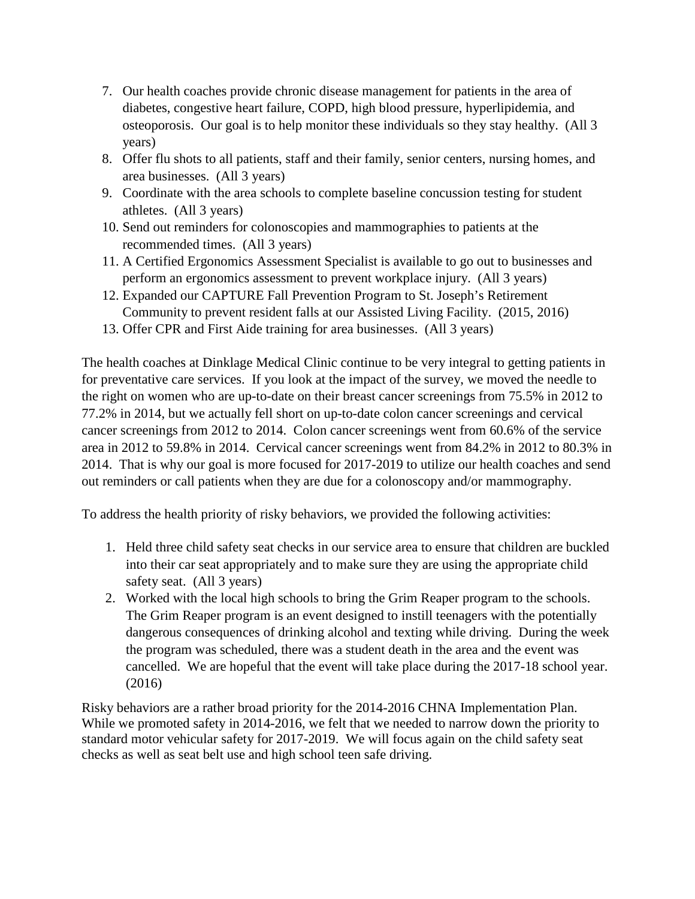7. Our health coaches provide chronic disease management for patients in the area of diabetes, congestive heart failure, COPD, high blood pressure, hyperlipidemia, and osteoporosis. Our goal is to help monitor these individuals so they stay healthy. (All 3 years)
8. Offer flu shots to all patients, staff and their family, senior centers, nursing homes, and area businesses. (All 3 years)
9. Coordinate with the area schools to complete baseline concussion testing for student athletes. (All 3 years)
10. Send out reminders for colonoscopies and mammographies to patients at the recommended times. (All 3 years)
11. A Certified Ergonomics Assessment Specialist is available to go out to businesses and perform an ergonomics assessment to prevent workplace injury. (All 3 years)
12. Expanded our CAPTURE Fall Prevention Program to St. Joseph's Retirement Community to prevent resident falls at our Assisted Living Facility. (2015, 2016)
13. Offer CPR and First Aide training for area businesses. (All 3 years)

The health coaches at Dinklage Medical Clinic continue to be very integral to getting patients in for preventative care services. If you look at the impact of the survey, we moved the needle to the right on women who are up-to-date on their breast cancer screenings from 75.5% in 2012 to 77.2% in 2014, but we actually fell short on up-to-date colon cancer screenings and cervical cancer screenings from 2012 to 2014. Colon cancer screenings went from 60.6% of the service area in 2012 to 59.8% in 2014. Cervical cancer screenings went from 84.2% in 2012 to 80.3% in 2014. That is why our goal is more focused for 2017-2019 to utilize our health coaches and send out reminders or call patients when they are due for a colonoscopy and/or mammography.

To address the health priority of risky behaviors, we provided the following activities:

1. Held three child safety seat checks in our service area to ensure that children are buckled into their car seat appropriately and to make sure they are using the appropriate child safety seat. (All 3 years)
2. Worked with the local high schools to bring the Grim Reaper program to the schools. The Grim Reaper program is an event designed to instill teenagers with the potentially dangerous consequences of drinking alcohol and texting while driving. During the week the program was scheduled, there was a student death in the area and the event was cancelled. We are hopeful that the event will take place during the 2017-18 school year. (2016)

Risky behaviors are a rather broad priority for the 2014-2016 CHNA Implementation Plan. While we promoted safety in 2014-2016, we felt that we needed to narrow down the priority to standard motor vehicular safety for 2017-2019. We will focus again on the child safety seat checks as well as seat belt use and high school teen safe driving.